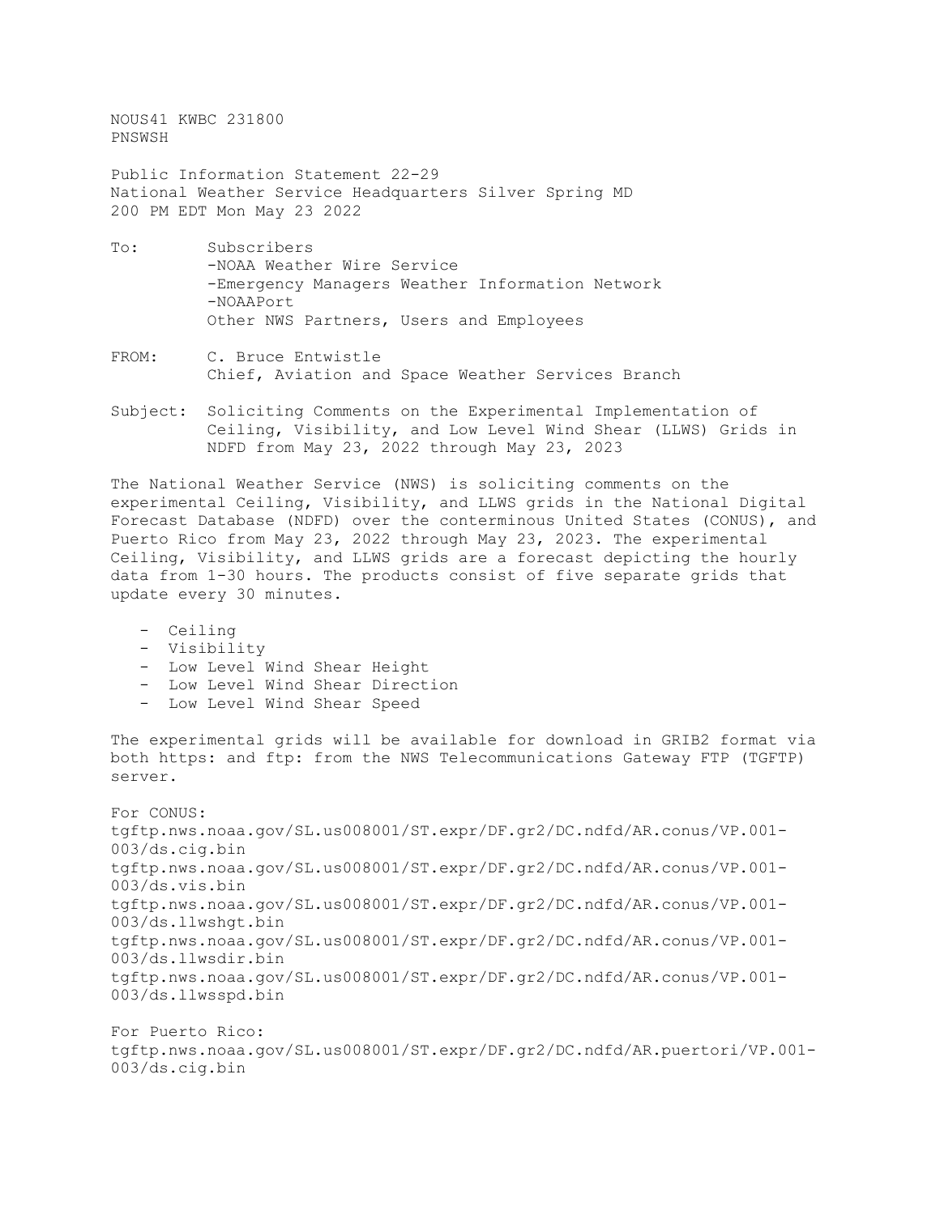NOUS41 KWBC 231800
PNSWSH

Public Information Statement 22-29
National Weather Service Headquarters Silver Spring MD
200 PM EDT Mon May 23 2022

To: Subscribers
-NOAA Weather Wire Service
-Emergency Managers Weather Information Network
-NOAAPort
Other NWS Partners, Users and Employees

FROM: C. Bruce Entwistle
Chief, Aviation and Space Weather Services Branch

Subject: Soliciting Comments on the Experimental Implementation of Ceiling, Visibility, and Low Level Wind Shear (LLWS) Grids in NDFD from May 23, 2022 through May 23, 2023

The National Weather Service (NWS) is soliciting comments on the experimental Ceiling, Visibility, and LLWS grids in the National Digital Forecast Database (NDFD) over the conterminous United States (CONUS), and Puerto Rico from May 23, 2022 through May 23, 2023. The experimental Ceiling, Visibility, and LLWS grids are a forecast depicting the hourly data from 1-30 hours. The products consist of five separate grids that update every 30 minutes.

- Ceiling
- Visibility
- Low Level Wind Shear Height
- Low Level Wind Shear Direction
- Low Level Wind Shear Speed

The experimental grids will be available for download in GRIB2 format via both https: and ftp: from the NWS Telecommunications Gateway FTP (TGFTP) server.

For CONUS:
tgftp.nws.noaa.gov/SL.us008001/ST.expr/DF.gr2/DC.ndfd/AR.conus/VP.001-003/ds.cig.bin
tgftp.nws.noaa.gov/SL.us008001/ST.expr/DF.gr2/DC.ndfd/AR.conus/VP.001-003/ds.vis.bin
tgftp.nws.noaa.gov/SL.us008001/ST.expr/DF.gr2/DC.ndfd/AR.conus/VP.001-003/ds.llwshgt.bin
tgftp.nws.noaa.gov/SL.us008001/ST.expr/DF.gr2/DC.ndfd/AR.conus/VP.001-003/ds.llwsdir.bin
tgftp.nws.noaa.gov/SL.us008001/ST.expr/DF.gr2/DC.ndfd/AR.conus/VP.001-003/ds.llwsspd.bin

For Puerto Rico:
tgftp.nws.noaa.gov/SL.us008001/ST.expr/DF.gr2/DC.ndfd/AR.puertori/VP.001-003/ds.cig.bin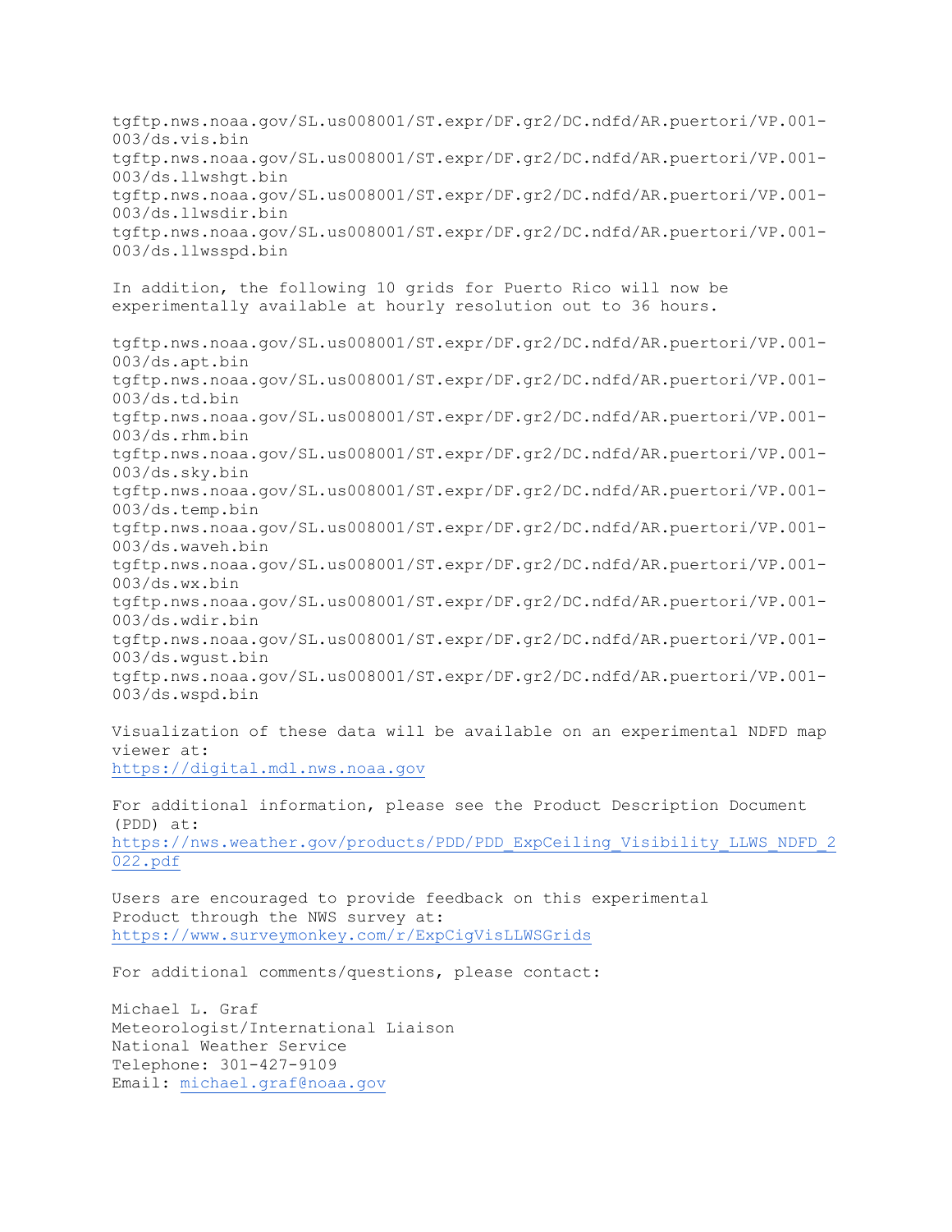tgftp.nws.noaa.gov/SL.us008001/ST.expr/DF.gr2/DC.ndfd/AR.puertori/VP.001-003/ds.vis.bin
tgftp.nws.noaa.gov/SL.us008001/ST.expr/DF.gr2/DC.ndfd/AR.puertori/VP.001-003/ds.llwshgt.bin
tgftp.nws.noaa.gov/SL.us008001/ST.expr/DF.gr2/DC.ndfd/AR.puertori/VP.001-003/ds.llwsdir.bin
tgftp.nws.noaa.gov/SL.us008001/ST.expr/DF.gr2/DC.ndfd/AR.puertori/VP.001-003/ds.llwsspd.bin

In addition, the following 10 grids for Puerto Rico will now be experimentally available at hourly resolution out to 36 hours.

tgftp.nws.noaa.gov/SL.us008001/ST.expr/DF.gr2/DC.ndfd/AR.puertori/VP.001-003/ds.apt.bin
tgftp.nws.noaa.gov/SL.us008001/ST.expr/DF.gr2/DC.ndfd/AR.puertori/VP.001-003/ds.td.bin
tgftp.nws.noaa.gov/SL.us008001/ST.expr/DF.gr2/DC.ndfd/AR.puertori/VP.001-003/ds.rhm.bin
tgftp.nws.noaa.gov/SL.us008001/ST.expr/DF.gr2/DC.ndfd/AR.puertori/VP.001-003/ds.sky.bin
tgftp.nws.noaa.gov/SL.us008001/ST.expr/DF.gr2/DC.ndfd/AR.puertori/VP.001-003/ds.temp.bin
tgftp.nws.noaa.gov/SL.us008001/ST.expr/DF.gr2/DC.ndfd/AR.puertori/VP.001-003/ds.waveh.bin
tgftp.nws.noaa.gov/SL.us008001/ST.expr/DF.gr2/DC.ndfd/AR.puertori/VP.001-003/ds.wx.bin
tgftp.nws.noaa.gov/SL.us008001/ST.expr/DF.gr2/DC.ndfd/AR.puertori/VP.001-003/ds.wdir.bin
tgftp.nws.noaa.gov/SL.us008001/ST.expr/DF.gr2/DC.ndfd/AR.puertori/VP.001-003/ds.wgust.bin
tgftp.nws.noaa.gov/SL.us008001/ST.expr/DF.gr2/DC.ndfd/AR.puertori/VP.001-003/ds.wspd.bin

Visualization of these data will be available on an experimental NDFD map viewer at:
https://digital.mdl.nws.noaa.gov

For additional information, please see the Product Description Document (PDD) at:
https://nws.weather.gov/products/PDD/PDD_ExpCeiling_Visibility_LLWS_NDFD_2022.pdf

Users are encouraged to provide feedback on this experimental Product through the NWS survey at:
https://www.surveymonkey.com/r/ExpCigVisLLWSGrids

For additional comments/questions, please contact:

Michael L. Graf
Meteorologist/International Liaison
National Weather Service
Telephone: 301-427-9109
Email: michael.graf@noaa.gov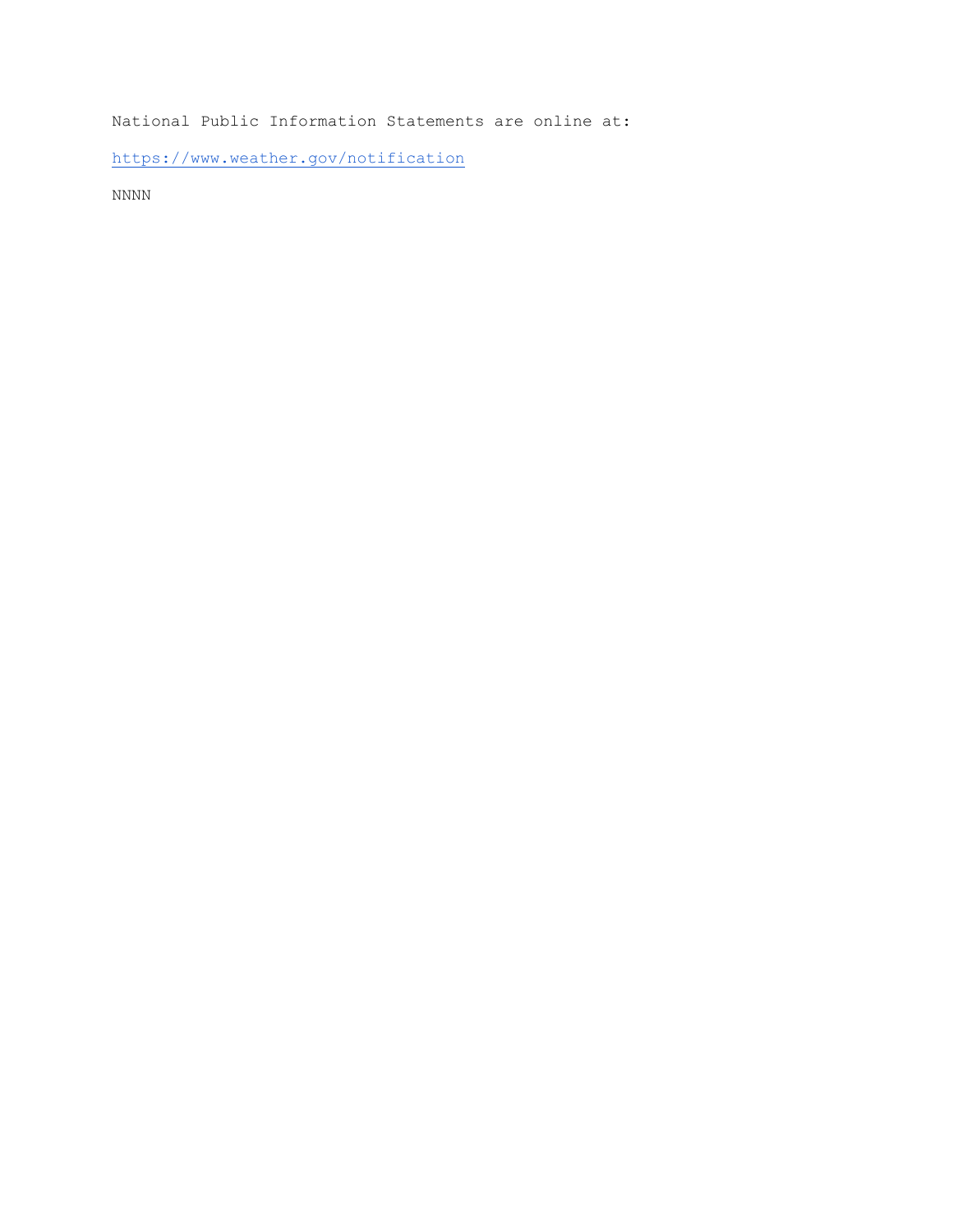National Public Information Statements are online at:

https://www.weather.gov/notification

NNNN